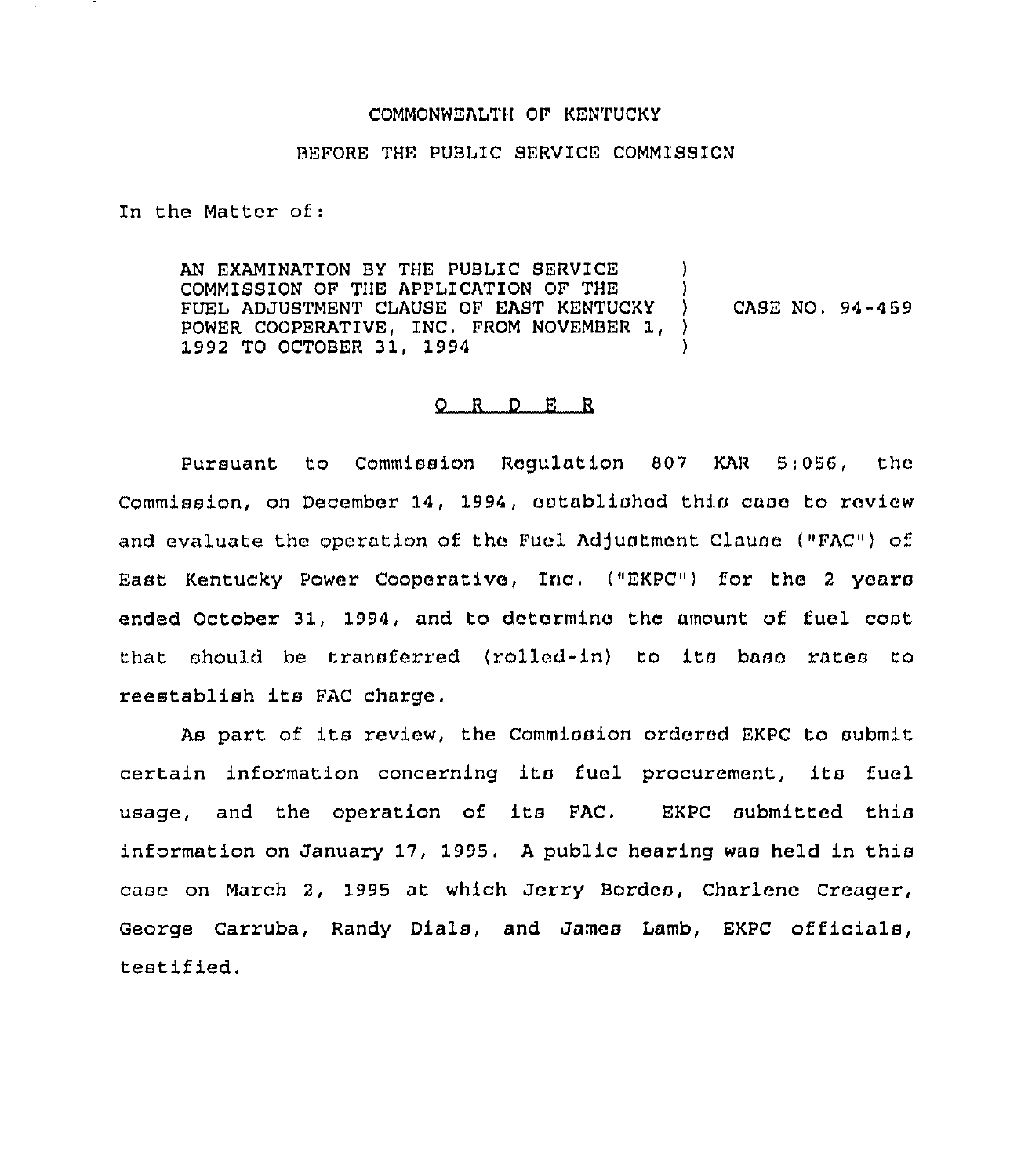COMMONWEALTH OF KENTUCKY

BEFORE THE PUBLIC SERVICE COMMISSION

In the Matter of:

| | | |
|---|---|---|
| AN EXAMINATION BY THE PUBLIC SERVICE COMMISSION OF THE APPLICATION OF THE FUEL ADJUSTMENT CLAUSE OF EAST KENTUCKY POWER COOPERATIVE, INC. FROM NOVEMBER 1, 1992 TO OCTOBER 31, 1994 | ) | CASE NO. 94-459 |

## O R D E R

Pursuant to Commission Regulation 807 KAR 5:056, the Commission, on December 14, 1994, established this case to review and evaluate the operation of the Fuel Adjustment Clause ("FAC") of East Kentucky Power Cooperative, Inc. ("EKPC") for the 2 years ended October 31, 1994, and to determine the amount of fuel cost that should be transferred (rolled-in) to its base rates to reestablish its FAC charge.

As part of its review, the Commission ordered EKPC to submit certain information concerning its fuel procurement, its fuel usage, and the operation of its FAC. EKPC submitted this information on January 17, 1995. A public hearing was held in this case on March 2, 1995 at which Jerry Bordes, Charlene Creager, George Carruba, Randy Dials, and James Lamb, EKPC officials, testified.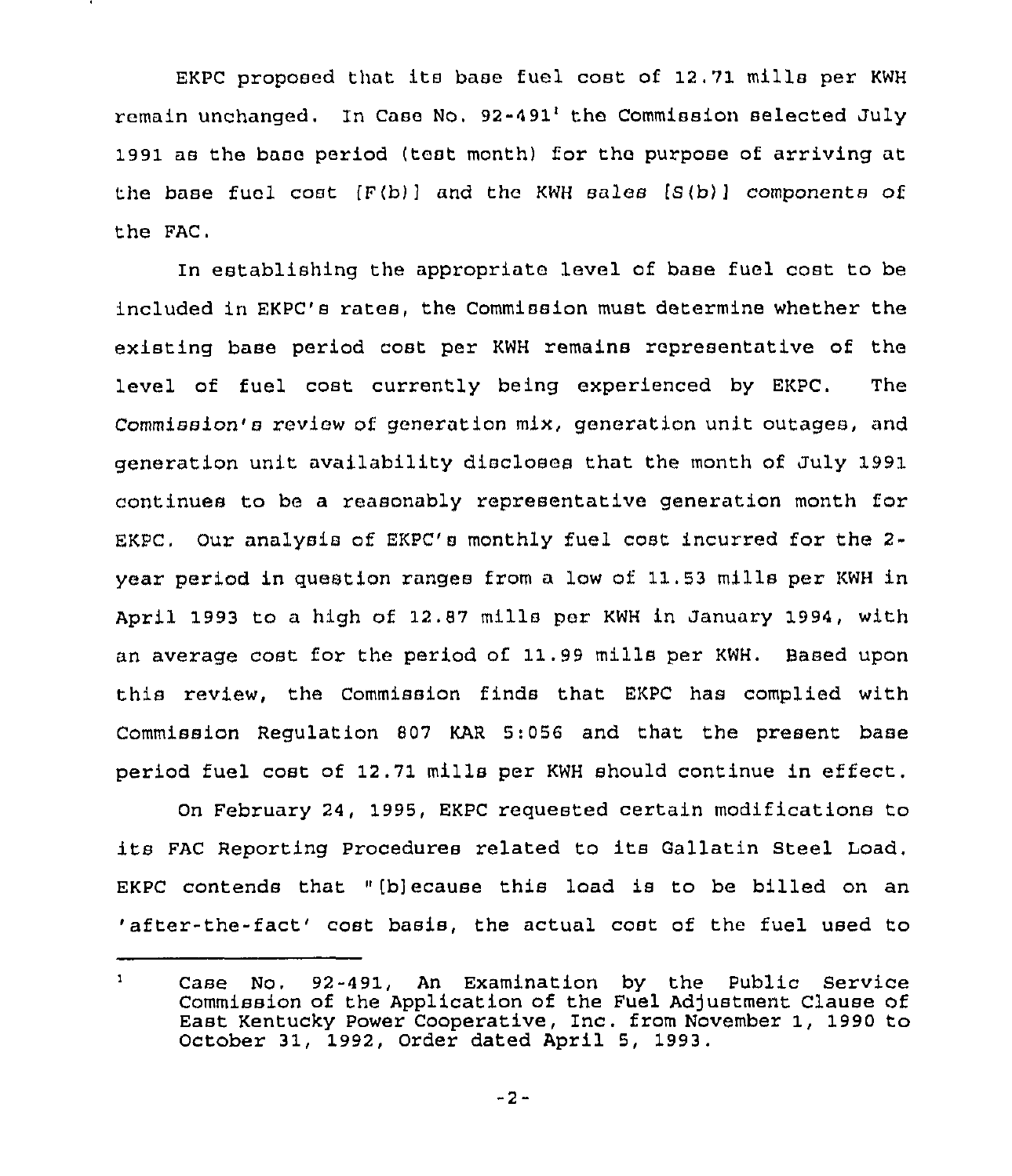EKPC proposed that its base fuel cost of 12.71 mills per KWH remain unchanged. In Case No. 92-491[1] the Commission selected July 1991 as the base period (test month) for the purpose of arriving at the base fuel cost [F(b)] and the KWH sales [S(b)] components of the FAC.

In establishing the appropriate level of base fuel cost to be included in EKPC's rates, the Commission must determine whether the existing base period cost per KWH remains representative of the level of fuel cost currently being experienced by EKPC. The Commission's review of generation mix, generation unit outages, and generation unit availability discloses that the month of July 1991 continues to be a reasonably representative generation month for EKPC. Our analysis of EKPC's monthly fuel cost incurred for the 2-year period in question ranges from a low of 11.53 mills per KWH in April 1993 to a high of 12.87 mills per KWH in January 1994, with an average cost for the period of 11.99 mills per KWH. Based upon this review, the Commission finds that EKPC has complied with Commission Regulation 807 KAR 5:056 and that the present base period fuel cost of 12.71 mills per KWH should continue in effect.

On February 24, 1995, EKPC requested certain modifications to its FAC Reporting Procedures related to its Gallatin Steel Load. EKPC contends that "[b]ecause this load is to be billed on an 'after-the-fact' cost basis, the actual cost of the fuel used to

---

[1] Case No. 92-491, An Examination by the Public Service Commission of the Application of the Fuel Adjustment Clause of East Kentucky Power Cooperative, Inc. from November 1, 1990 to October 31, 1992, Order dated April 5, 1993.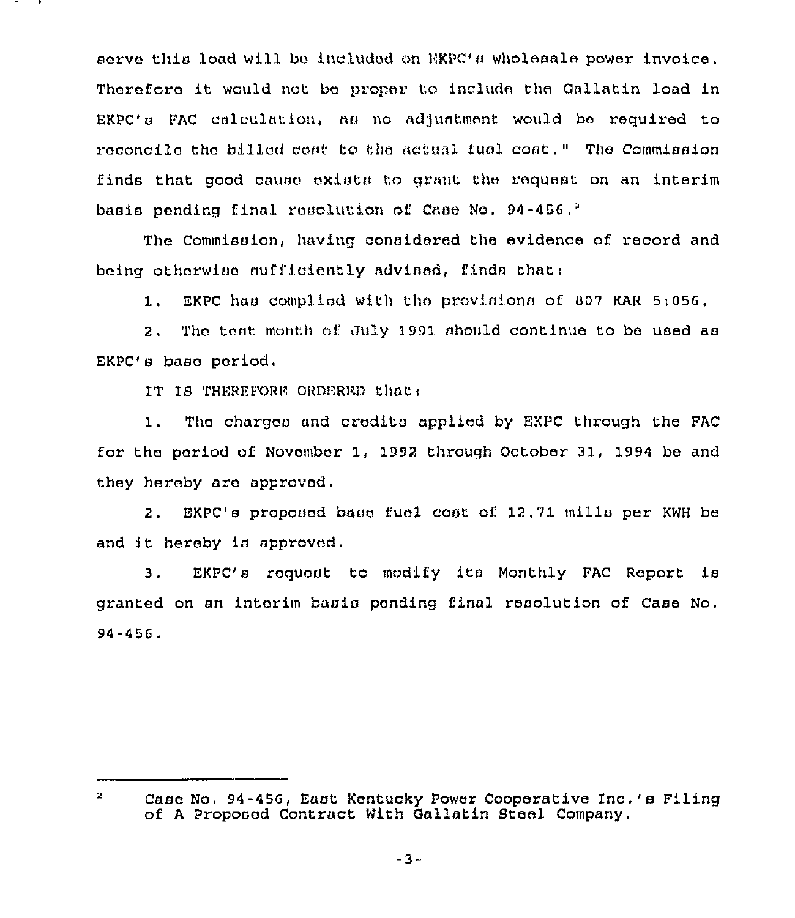serve this load will be included on EKPC's wholesale power invoice. Therefore it would not be proper to include the Gallatin load in EKPC's FAC calculation, as no adjustment would be required to reconcile the billed cost to the actual fuel cost." The Commission finds that good cause exists to grant the request on an interim basis pending final resolution of Case No. 94-456.[2]

The Commission, having considered the evidence of record and being otherwise sufficiently advised, finds that:

1. EKPC has complied with the provisions of 807 KAR 5:056.

2. The test month of July 1991 should continue to be used as EKPC's base period.

IT IS THEREFORE ORDERED that:

1. The charges and credits applied by EKPC through the FAC for the period of November 1, 1992 through October 31, 1994 be and they hereby are approved.

2. EKPC's proposed base fuel cost of 12.71 mills per KWH be and it hereby is approved.

3. EKPC's request to modify its Monthly FAC Report is granted on an interim basis pending final resolution of Case No. 94-456.

---

[2] Case No. 94-456, East Kentucky Power Cooperative Inc.'s Filing of A Proposed Contract With Gallatin Steel Company.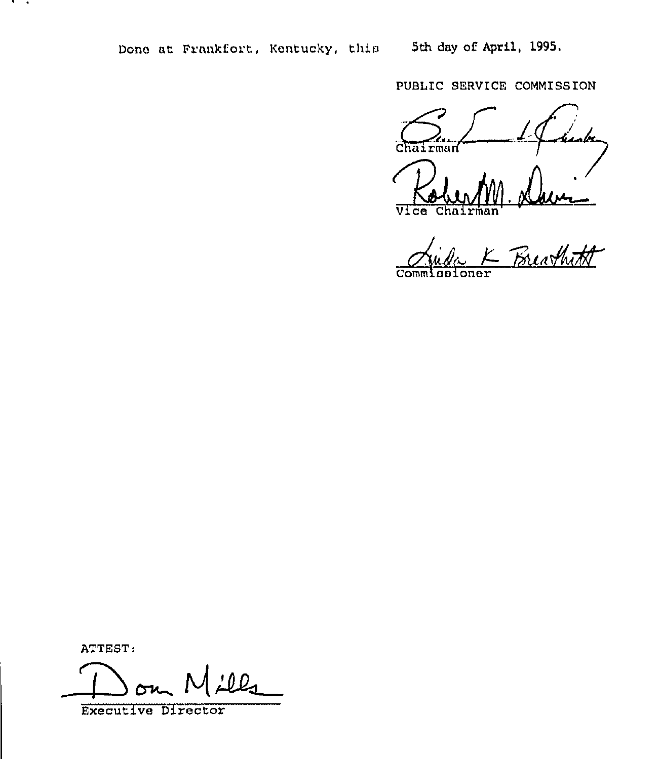Done at Frankfort, Kentucky, this 5th day of April, 1995.

PUBLIC SERVICE COMMISSION

Chairman

Vice Chairman

Commissioner

ATTEST:

Executive Director